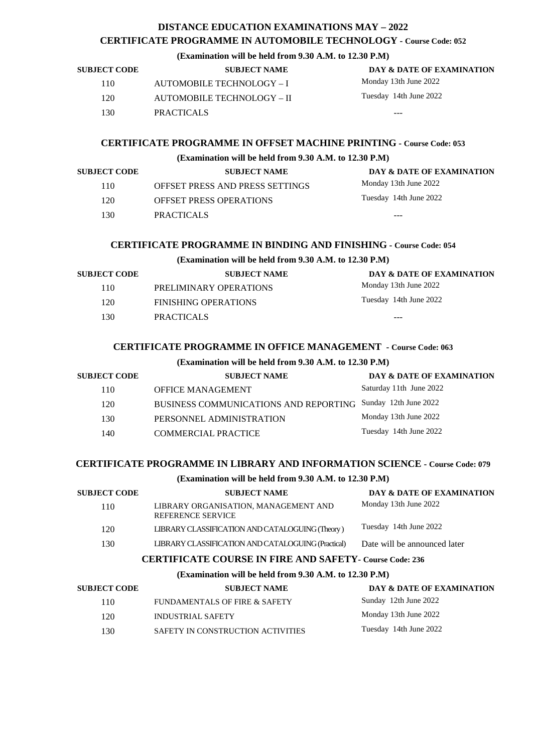# DISTANCE EDUCATION EXAMINATIONS MAY – 2022

## CERTIFICATE PROGRAMME IN AUTOMOBILE TECHNOLOGY - Course Code: 052

**(Examination will be held from 9.30 A.M. to 12.30 P.M)**

| SUBJECT CODE | SUBJECT NAME | DAY & DATE OF EXAMINATION |
|---|---|---|
| 110 | AUTOMOBILE TECHNOLOGY – I | Monday 13th June 2022 |
| 120 | AUTOMOBILE TECHNOLOGY – II | Tuesday 14th June 2022 |
| 130 | PRACTICALS | --- |

## CERTIFICATE PROGRAMME IN OFFSET MACHINE PRINTING - Course Code: 053

**(Examination will be held from 9.30 A.M. to 12.30 P.M)**

| SUBJECT CODE | SUBJECT NAME | DAY & DATE OF EXAMINATION |
|---|---|---|
| 110 | OFFSET PRESS AND PRESS SETTINGS | Monday 13th June 2022 |
| 120 | OFFSET PRESS OPERATIONS | Tuesday 14th June 2022 |
| 130 | PRACTICALS | --- |

## CERTIFICATE PROGRAMME IN BINDING AND FINISHING - Course Code: 054

**(Examination will be held from 9.30 A.M. to 12.30 P.M)**

| SUBJECT CODE | SUBJECT NAME | DAY & DATE OF EXAMINATION |
|---|---|---|
| 110 | PRELIMINARY OPERATIONS | Monday 13th June 2022 |
| 120 | FINISHING OPERATIONS | Tuesday 14th June 2022 |
| 130 | PRACTICALS | --- |

## CERTIFICATE PROGRAMME IN OFFICE MANAGEMENT - Course Code: 063

**(Examination will be held from 9.30 A.M. to 12.30 P.M)**

| SUBJECT CODE | SUBJECT NAME | DAY & DATE OF EXAMINATION |
|---|---|---|
| 110 | OFFICE MANAGEMENT | Saturday 11th June 2022 |
| 120 | BUSINESS COMMUNICATIONS AND REPORTING | Sunday 12th June 2022 |
| 130 | PERSONNEL ADMINISTRATION | Monday 13th June 2022 |
| 140 | COMMERCIAL PRACTICE | Tuesday 14th June 2022 |

## CERTIFICATE PROGRAMME IN LIBRARY AND INFORMATION SCIENCE - Course Code: 079

**(Examination will be held from 9.30 A.M. to 12.30 P.M)**

| SUBJECT CODE | SUBJECT NAME | DAY & DATE OF EXAMINATION |
|---|---|---|
| 110 | LIBRARY ORGANISATION, MANAGEMENT AND REFERENCE SERVICE | Monday 13th June 2022 |
| 120 | LIBRARY CLASSIFICATION AND CATALOGUING (Theory ) | Tuesday 14th June 2022 |
| 130 | LIBRARY CLASSIFICATION AND CATALOGUING (Practical) | Date will be announced later |

## CERTIFICATE COURSE IN FIRE AND SAFETY- Course Code: 236

**(Examination will be held from 9.30 A.M. to 12.30 P.M)**

| SUBJECT CODE | SUBJECT NAME | DAY & DATE OF EXAMINATION |
|---|---|---|
| 110 | FUNDAMENTALS OF FIRE & SAFETY | Sunday 12th June 2022 |
| 120 | INDUSTRIAL SAFETY | Monday 13th June 2022 |
| 130 | SAFETY IN CONSTRUCTION ACTIVITIES | Tuesday 14th June 2022 |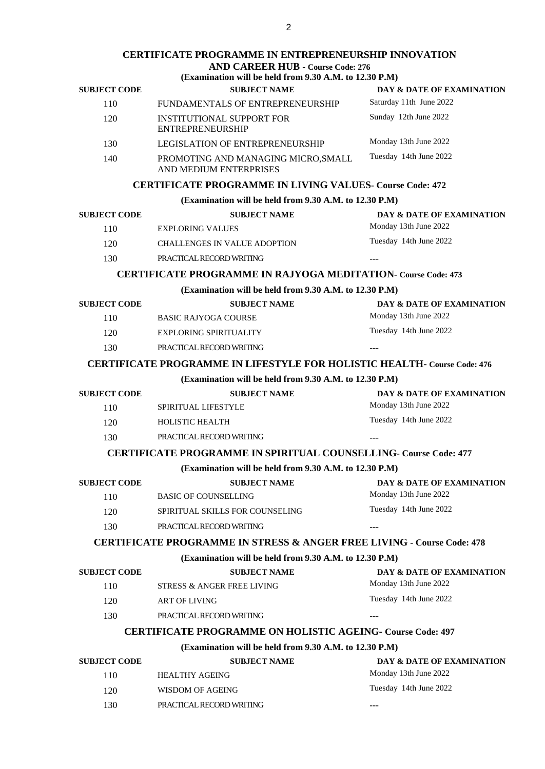## CERTIFICATE PROGRAMME IN ENTREPRENEURSHIP INNOVATION AND CAREER HUB - Course Code: 276

**(Examination will be held from 9.30 A.M. to 12.30 P.M)**

| SUBJECT CODE | SUBJECT NAME | DAY & DATE OF EXAMINATION |
|---|---|---|
| 110 | FUNDAMENTALS OF ENTREPRENEURSHIP | Saturday 11th June 2022 |
| 120 | INSTITUTIONAL SUPPORT FOR ENTREPRENEURSHIP | Sunday 12th June 2022 |
| 130 | LEGISLATION OF ENTREPRENEURSHIP | Monday 13th June 2022 |
| 140 | PROMOTING AND MANAGING MICRO,SMALL AND MEDIUM ENTERPRISES | Tuesday 14th June 2022 |

## CERTIFICATE PROGRAMME IN LIVING VALUES- Course Code: 472

**(Examination will be held from 9.30 A.M. to 12.30 P.M)**

| SUBJECT CODE | SUBJECT NAME | DAY & DATE OF EXAMINATION |
|---|---|---|
| 110 | EXPLORING VALUES | Monday 13th June 2022 |
| 120 | CHALLENGES IN VALUE ADOPTION | Tuesday 14th June 2022 |
| 130 | PRACTICAL RECORD WRITING | --- |

## CERTIFICATE PROGRAMME IN RAJYOGA MEDITATION- Course Code: 473

**(Examination will be held from 9.30 A.M. to 12.30 P.M)**

| SUBJECT CODE | SUBJECT NAME | DAY & DATE OF EXAMINATION |
|---|---|---|
| 110 | BASIC RAJYOGA COURSE | Monday 13th June 2022 |
| 120 | EXPLORING SPIRITUALITY | Tuesday 14th June 2022 |
| 130 | PRACTICAL RECORD WRITING | --- |

## CERTIFICATE PROGRAMME IN LIFESTYLE FOR HOLISTIC HEALTH- Course Code: 476

**(Examination will be held from 9.30 A.M. to 12.30 P.M)**

| SUBJECT CODE | SUBJECT NAME | DAY & DATE OF EXAMINATION |
|---|---|---|
| 110 | SPIRITUAL LIFESTYLE | Monday 13th June 2022 |
| 120 | HOLISTIC HEALTH | Tuesday 14th June 2022 |
| 130 | PRACTICAL RECORD WRITING | --- |

## CERTIFICATE PROGRAMME IN SPIRITUAL COUNSELLING- Course Code: 477

**(Examination will be held from 9.30 A.M. to 12.30 P.M)**

| SUBJECT CODE | SUBJECT NAME | DAY & DATE OF EXAMINATION |
|---|---|---|
| 110 | BASIC OF COUNSELLING | Monday 13th June 2022 |
| 120 | SPIRITUAL SKILLS FOR COUNSELING | Tuesday 14th June 2022 |
| 130 | PRACTICAL RECORD WRITING | --- |

## CERTIFICATE PROGRAMME IN STRESS & ANGER FREE LIVING - Course Code: 478

**(Examination will be held from 9.30 A.M. to 12.30 P.M)**

| SUBJECT CODE | SUBJECT NAME | DAY & DATE OF EXAMINATION |
|---|---|---|
| 110 | STRESS & ANGER FREE LIVING | Monday 13th June 2022 |
| 120 | ART OF LIVING | Tuesday 14th June 2022 |
| 130 | PRACTICAL RECORD WRITING | --- |

## CERTIFICATE PROGRAMME ON HOLISTIC AGEING- Course Code: 497

**(Examination will be held from 9.30 A.M. to 12.30 P.M)**

| SUBJECT CODE | SUBJECT NAME | DAY & DATE OF EXAMINATION |
|---|---|---|
| 110 | HEALTHY AGEING | Monday 13th June 2022 |
| 120 | WISDOM OF AGEING | Tuesday 14th June 2022 |
| 130 | PRACTICAL RECORD WRITING | --- |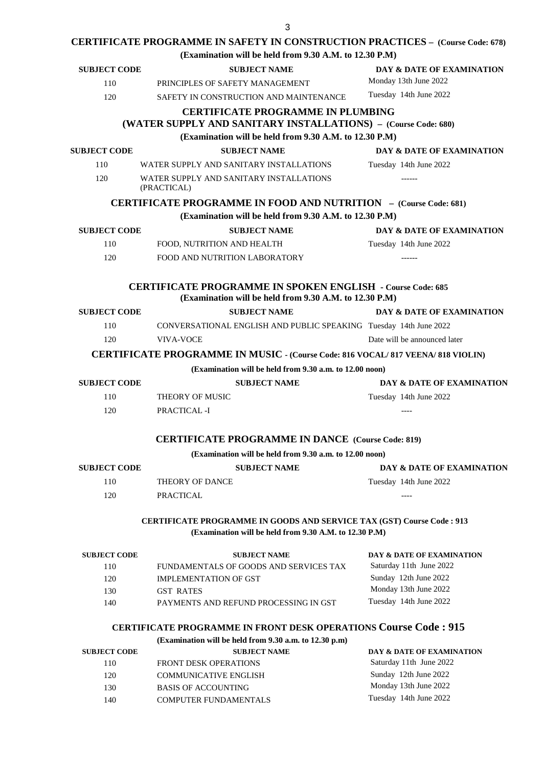## CERTIFICATE PROGRAMME IN SAFETY IN CONSTRUCTION PRACTICES – (Course Code: 678)

**(Examination will be held from 9.30 A.M. to 12.30 P.M)**

| SUBJECT CODE | SUBJECT NAME | DAY & DATE OF EXAMINATION |
|---|---|---|
| 110 | PRINCIPLES OF SAFETY MANAGEMENT | Monday 13th June 2022 |
| 120 | SAFETY IN CONSTRUCTION AND MAINTENANCE | Tuesday 14th June 2022 |

## CERTIFICATE PROGRAMME IN PLUMBING (WATER SUPPLY AND SANITARY INSTALLATIONS) – (Course Code: 680)

**(Examination will be held from 9.30 A.M. to 12.30 P.M)**

| SUBJECT CODE | SUBJECT NAME | DAY & DATE OF EXAMINATION |
|---|---|---|
| 110 | WATER SUPPLY AND SANITARY INSTALLATIONS | Tuesday 14th June 2022 |
| 120 | WATER SUPPLY AND SANITARY INSTALLATIONS (PRACTICAL) | ------ |

## CERTIFICATE PROGRAMME IN FOOD AND NUTRITION – (Course Code: 681)

**(Examination will be held from 9.30 A.M. to 12.30 P.M)**

| SUBJECT CODE | SUBJECT NAME | DAY & DATE OF EXAMINATION |
|---|---|---|
| 110 | FOOD, NUTRITION AND HEALTH | Tuesday 14th June 2022 |
| 120 | FOOD AND NUTRITION LABORATORY | ------ |

## CERTIFICATE PROGRAMME IN SPOKEN ENGLISH - Course Code: 685

**(Examination will be held from 9.30 A.M. to 12.30 P.M)**

| SUBJECT CODE | SUBJECT NAME | DAY & DATE OF EXAMINATION |
|---|---|---|
| 110 | CONVERSATIONAL ENGLISH AND PUBLIC SPEAKING | Tuesday 14th June 2022 |
| 120 | VIVA-VOCE | Date will be announced later |

## CERTIFICATE PROGRAMME IN MUSIC - (Course Code: 816 VOCAL/ 817 VEENA/ 818 VIOLIN)

**(Examination will be held from 9.30 a.m. to 12.00 noon)**

| SUBJECT CODE | SUBJECT NAME | DAY & DATE OF EXAMINATION |
|---|---|---|
| 110 | THEORY OF MUSIC | Tuesday 14th June 2022 |
| 120 | PRACTICAL -I | ---- |

## CERTIFICATE PROGRAMME IN DANCE (Course Code: 819)

**(Examination will be held from 9.30 a.m. to 12.00 noon)**

| SUBJECT CODE | SUBJECT NAME | DAY & DATE OF EXAMINATION |
|---|---|---|
| 110 | THEORY OF DANCE | Tuesday 14th June 2022 |
| 120 | PRACTICAL | ---- |

## CERTIFICATE PROGRAMME IN GOODS AND SERVICE TAX (GST) Course Code : 913

**(Examination will be held from 9.30 A.M. to 12.30 P.M)**

| SUBJECT CODE | SUBJECT NAME | DAY & DATE OF EXAMINATION |
|---|---|---|
| 110 | FUNDAMENTALS OF GOODS AND SERVICES TAX | Saturday 11th June 2022 |
| 120 | IMPLEMENTATION OF GST | Sunday 12th June 2022 |
| 130 | GST RATES | Monday 13th June 2022 |
| 140 | PAYMENTS AND REFUND PROCESSING IN GST | Tuesday 14th June 2022 |

## CERTIFICATE PROGRAMME IN FRONT DESK OPERATIONS Course Code : 915

**(Examination will be held from 9.30 a.m. to 12.30 p.m)**

| SUBJECT CODE | SUBJECT NAME | DAY & DATE OF EXAMINATION |
|---|---|---|
| 110 | FRONT DESK OPERATIONS | Saturday 11th June 2022 |
| 120 | COMMUNICATIVE ENGLISH | Sunday 12th June 2022 |
| 130 | BASIS OF ACCOUNTING | Monday 13th June 2022 |
| 140 | COMPUTER FUNDAMENTALS | Tuesday 14th June 2022 |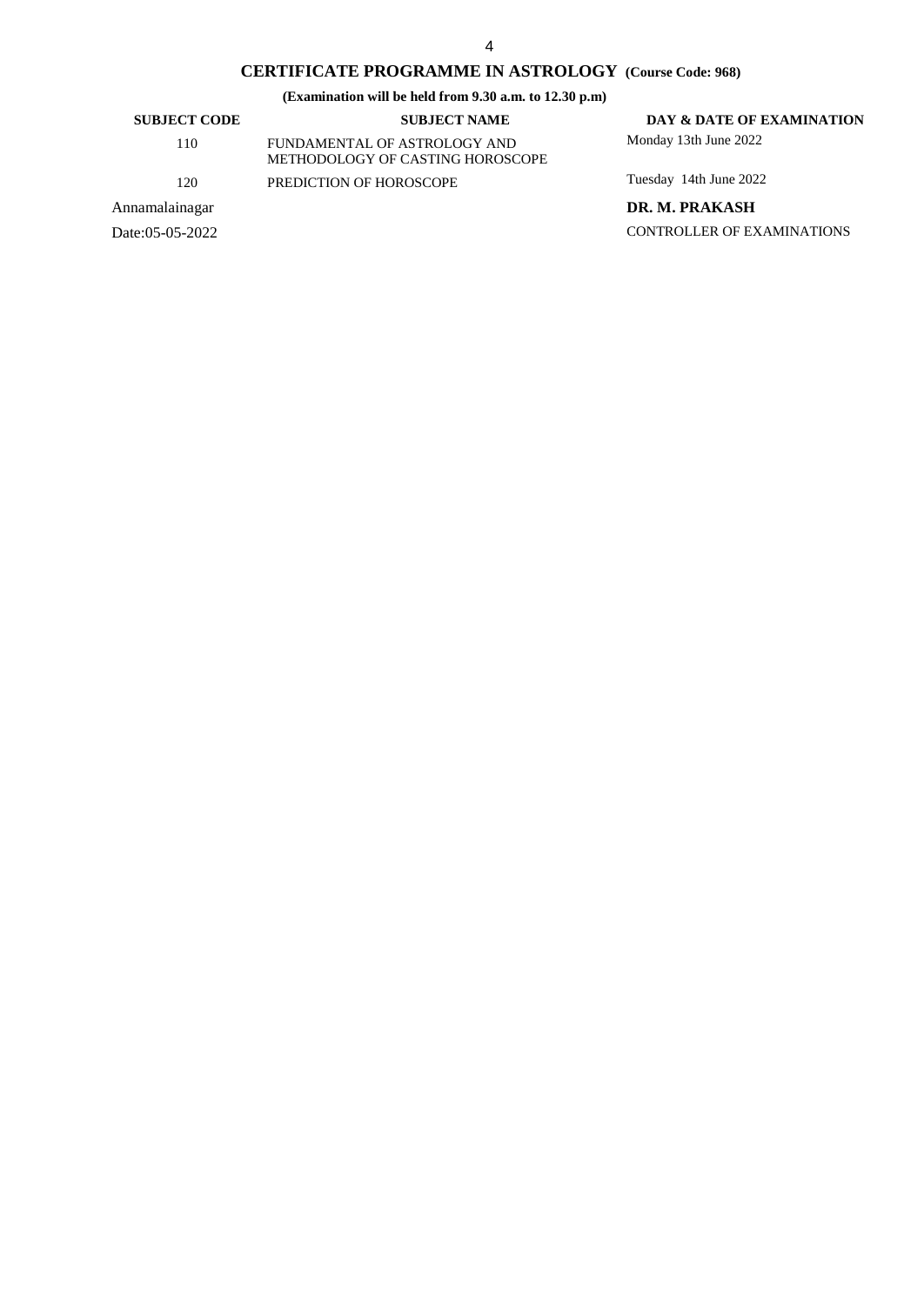## CERTIFICATE PROGRAMME IN ASTROLOGY (Course Code: 968)

**(Examination will be held from 9.30 a.m. to 12.30 p.m)**

| SUBJECT CODE | SUBJECT NAME | DAY & DATE OF EXAMINATION |
|---|---|---|
| 110 | FUNDAMENTAL OF ASTROLOGY AND METHODOLOGY OF CASTING HOROSCOPE | Monday 13th June 2022 |
| 120 | PREDICTION OF HOROSCOPE | Tuesday 14th June 2022 |

Annamalainagar

Date:05-05-2022

**DR. M. PRAKASH**

CONTROLLER OF EXAMINATIONS